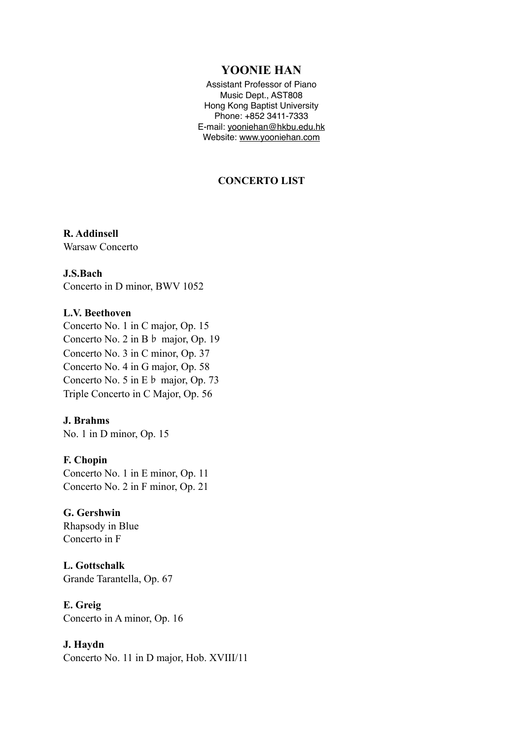# YOONIE HAN

Assistant Professor of Piano
Music Dept., AST808
Hong Kong Baptist University
Phone: +852 3411-7333
E-mail: yooniehan@hkbu.edu.hk
Website: www.yooniehan.com

## CONCERTO LIST

**R. Addinsell**
Warsaw Concerto

**J.S.Bach**
Concerto in D minor, BWV 1052

**L.V. Beethoven**
Concerto No. 1 in C major, Op. 15
Concerto No. 2 in B♭ major, Op. 19
Concerto No. 3 in C minor, Op. 37
Concerto No. 4 in G major, Op. 58
Concerto No. 5 in E♭ major, Op. 73
Triple Concerto in C Major, Op. 56

**J. Brahms**
No. 1 in D minor, Op. 15

**F. Chopin**
Concerto No. 1 in E minor, Op. 11
Concerto No. 2 in F minor, Op. 21

**G. Gershwin**
Rhapsody in Blue
Concerto in F

**L. Gottschalk**
Grande Tarantella, Op. 67

**E. Greig**
Concerto in A minor, Op. 16

**J. Haydn**
Concerto No. 11 in D major, Hob. XVIII/11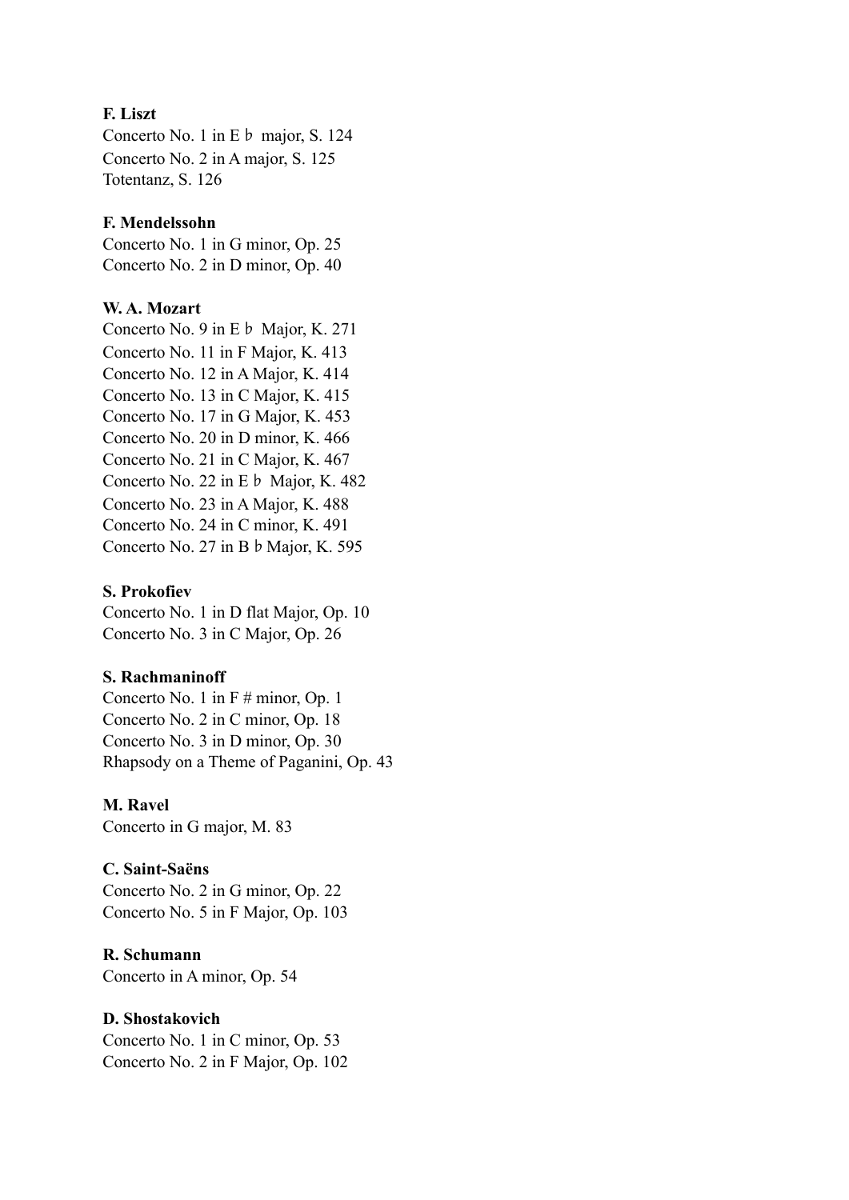**F. Liszt**
Concerto No. 1 in E♭ major, S. 124
Concerto No. 2 in A major, S. 125
Totentanz, S. 126

**F. Mendelssohn**
Concerto No. 1 in G minor, Op. 25
Concerto No. 2 in D minor, Op. 40

**W. A. Mozart**
Concerto No. 9 in E♭ Major, K. 271
Concerto No. 11 in F Major, K. 413
Concerto No. 12 in A Major, K. 414
Concerto No. 13 in C Major, K. 415
Concerto No. 17 in G Major, K. 453
Concerto No. 20 in D minor, K. 466
Concerto No. 21 in C Major, K. 467
Concerto No. 22 in E♭ Major, K. 482
Concerto No. 23 in A Major, K. 488
Concerto No. 24 in C minor, K. 491
Concerto No. 27 in B♭ Major, K. 595

**S. Prokofiev**
Concerto No. 1 in D flat Major, Op. 10
Concerto No. 3 in C Major, Op. 26

**S. Rachmaninoff**
Concerto No. 1 in F # minor, Op. 1
Concerto No. 2 in C minor, Op. 18
Concerto No. 3 in D minor, Op. 30
Rhapsody on a Theme of Paganini, Op. 43

**M. Ravel**
Concerto in G major, M. 83

**C. Saint-Saëns**
Concerto No. 2 in G minor, Op. 22
Concerto No. 5 in F Major, Op. 103

**R. Schumann**
Concerto in A minor, Op. 54

**D. Shostakovich**
Concerto No. 1 in C minor, Op. 53
Concerto No. 2 in F Major, Op. 102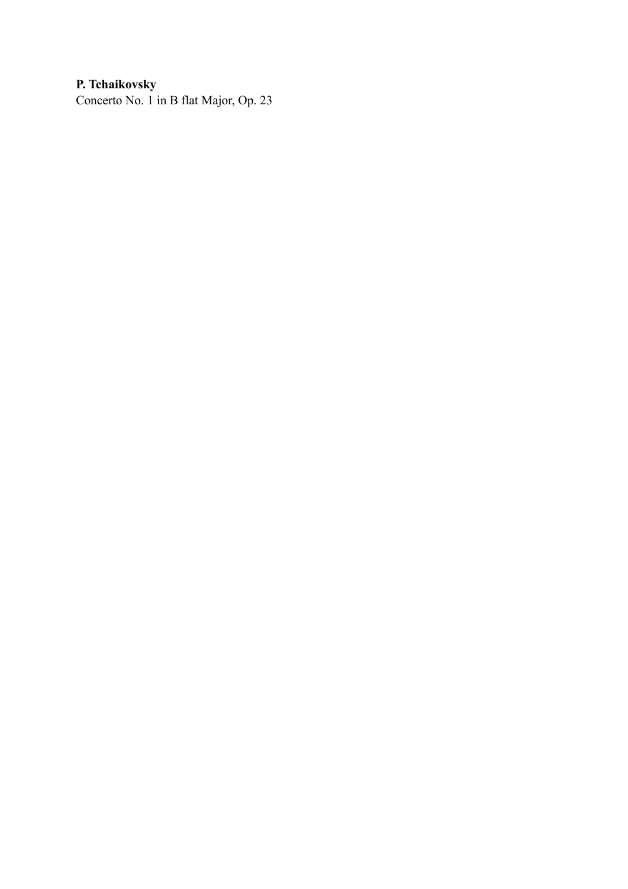**P. Tchaikovsky**
Concerto No. 1 in B flat Major, Op. 23